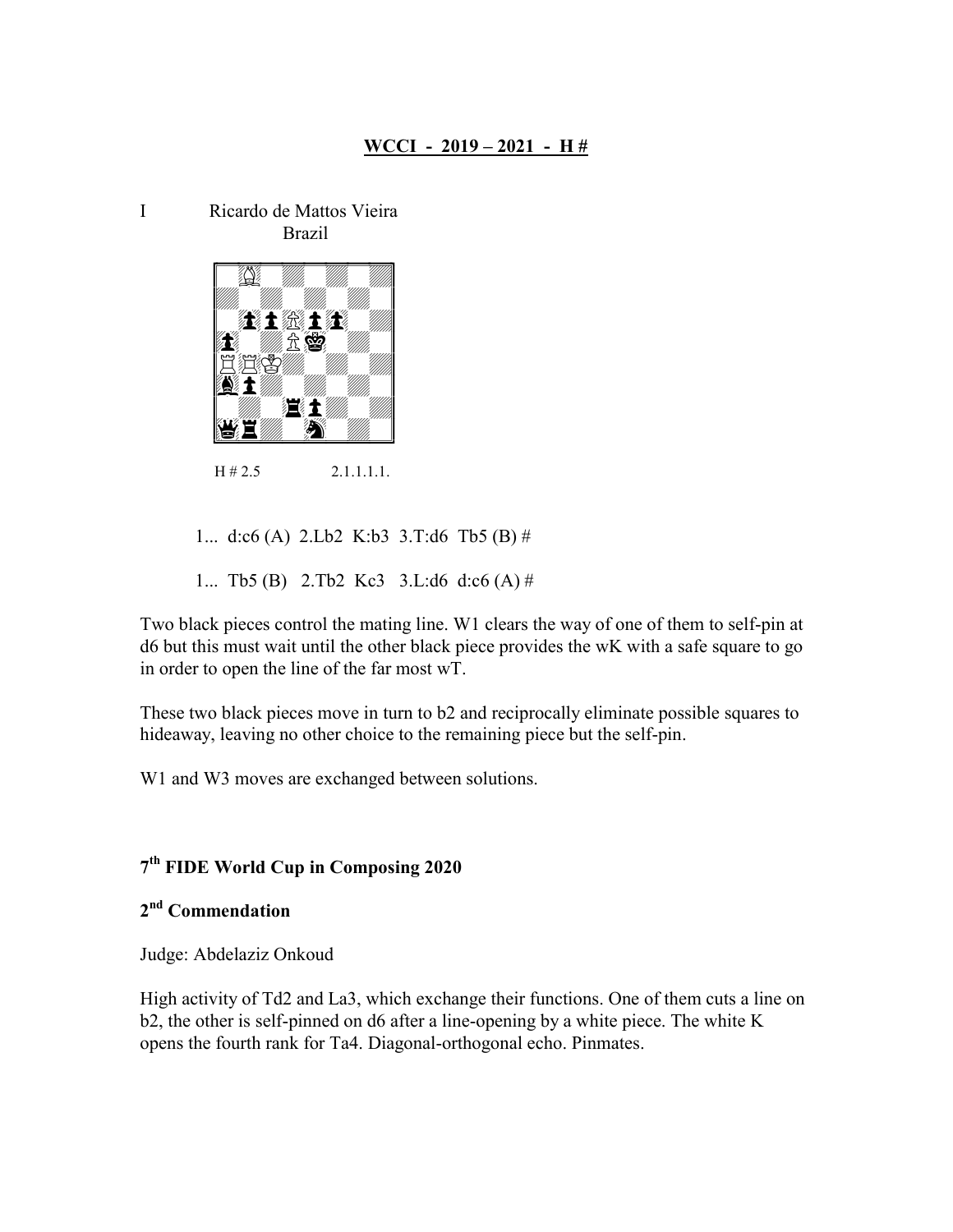## WCCI - 2019 – 2021 - H #

I Ricardo de Mattos Vieira
Brazil

H # 2.5 2.1.1.1.1.

1... d:c6 (A) 2.Lb2 K:b3 3.T:d6 Tb5 (B) #

1... Tb5 (B) 2.Tb2 Kc3 3.L:d6 d:c6 (A) #

Two black pieces control the mating line. W1 clears the way of one of them to self-pin at d6 but this must wait until the other black piece provides the wK with a safe square to go in order to open the line of the far most wT.

These two black pieces move in turn to b2 and reciprocally eliminate possible squares to hideaway, leaving no other choice to the remaining piece but the self-pin.

W1 and W3 moves are exchanged between solutions.

### 7th FIDE World Cup in Composing 2020

### 2nd Commendation

Judge: Abdelaziz Onkoud

High activity of Td2 and La3, which exchange their functions. One of them cuts a line on b2, the other is self-pinned on d6 after a line-opening by a white piece. The white K opens the fourth rank for Ta4. Diagonal-orthogonal echo. Pinmates.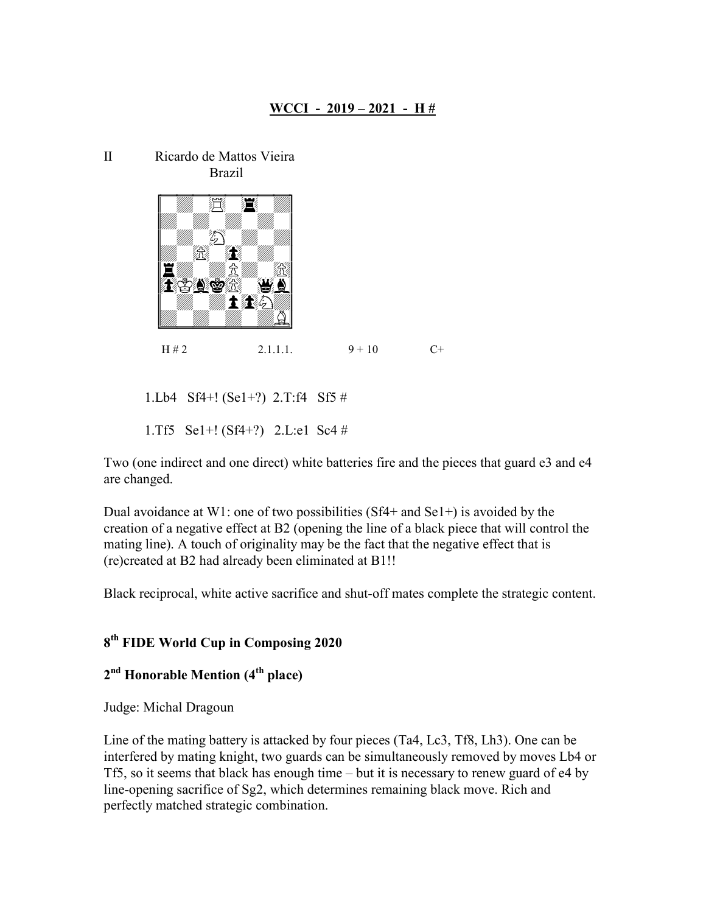## WCCI - 2019 – 2021 - H #

II Ricardo de Mattos Vieira
Brazil

H # 2 2.1.1.1. 9 + 10 C+

1.Lb4 Sf4+! (Se1+?) 2.T:f4 Sf5 #

1.Tf5 Se1+! (Sf4+?) 2.L:e1 Sc4 #

Two (one indirect and one direct) white batteries fire and the pieces that guard e3 and e4 are changed.

Dual avoidance at W1: one of two possibilities (Sf4+ and Se1+) is avoided by the creation of a negative effect at B2 (opening the line of a black piece that will control the mating line). A touch of originality may be the fact that the negative effect that is (re)created at B2 had already been eliminated at B1!!

Black reciprocal, white active sacrifice and shut-off mates complete the strategic content.

### 8th FIDE World Cup in Composing 2020

### 2nd Honorable Mention (4th place)

Judge: Michal Dragoun

Line of the mating battery is attacked by four pieces (Ta4, Lc3, Tf8, Lh3). One can be interfered by mating knight, two guards can be simultaneously removed by moves Lb4 or Tf5, so it seems that black has enough time – but it is necessary to renew guard of e4 by line-opening sacrifice of Sg2, which determines remaining black move. Rich and perfectly matched strategic combination.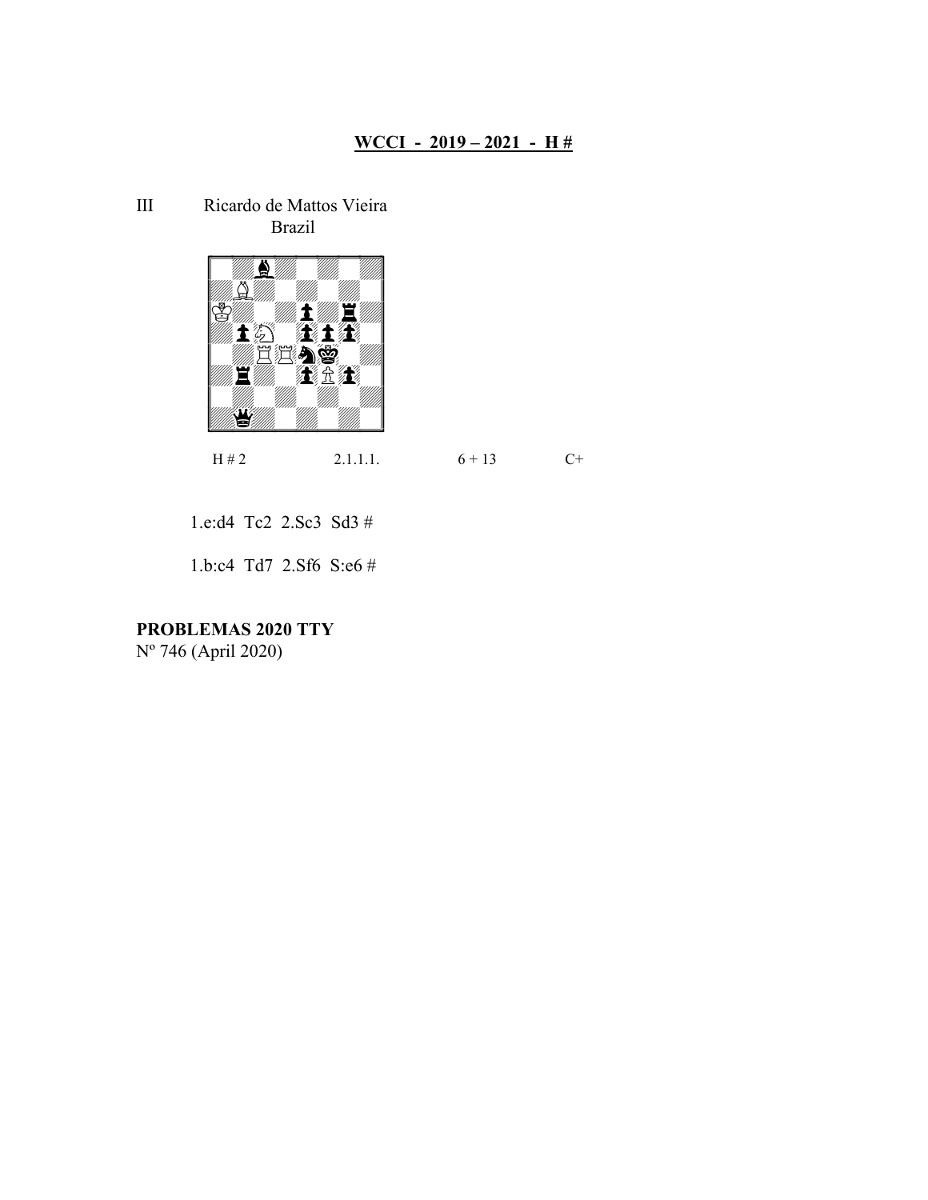## WCCI - 2019 – 2021 - H #

III Ricardo de Mattos Vieira
Brazil

H # 2 2.1.1.1. 6 + 13 C+

1.e:d4 Tc2 2.Sc3 Sd3 #

1.b:c4 Td7 2.Sf6 S:e6 #

**PROBLEMAS 2020 TTY**
Nº 746 (April 2020)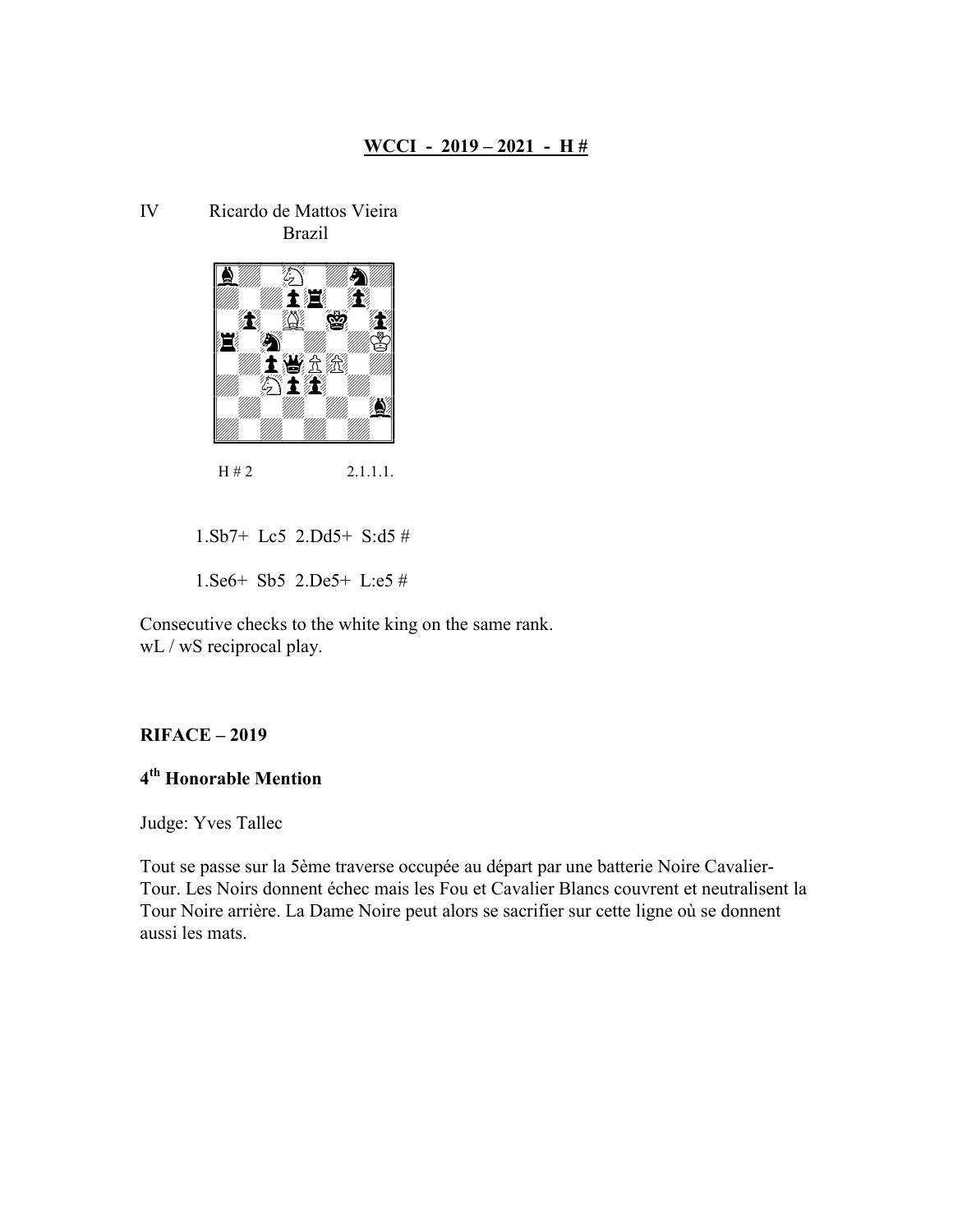## WCCI - 2019 – 2021 - H #

IV Ricardo de Mattos Vieira
Brazil

H # 2 2.1.1.1.

1.Sb7+ Lc5 2.Dd5+ S:d5 #

1.Se6+ Sb5 2.De5+ L:e5 #

Consecutive checks to the white king on the same rank.
wL / wS reciprocal play.

**RIFACE – 2019**

**4th Honorable Mention**

Judge: Yves Tallec

Tout se passe sur la 5ème traverse occupée au départ par une batterie Noire Cavalier-Tour. Les Noirs donnent échec mais les Fou et Cavalier Blancs couvrent et neutralisent la Tour Noire arrière. La Dame Noire peut alors se sacrifier sur cette ligne où se donnent aussi les mats.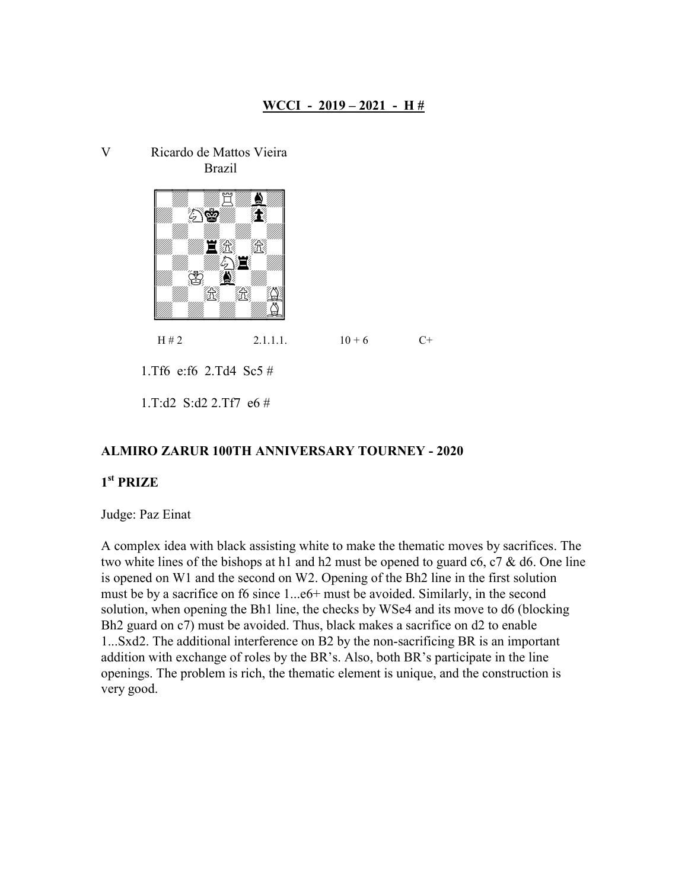# WCCI - 2019 – 2021 - H #

V Ricardo de Mattos Vieira
Brazil

H # 2 2.1.1.1. 10 + 6 C+

1.Tf6 e:f6 2.Td4 Sc5 #

1.T:d2 S:d2 2.Tf7 e6 #

## ALMIRO ZARUR 100TH ANNIVERSARY TOURNEY - 2020

## 1st PRIZE

Judge: Paz Einat

A complex idea with black assisting white to make the thematic moves by sacrifices. The two white lines of the bishops at h1 and h2 must be opened to guard c6, c7 & d6. One line is opened on W1 and the second on W2. Opening of the Bh2 line in the first solution must be by a sacrifice on f6 since 1...e6+ must be avoided. Similarly, in the second solution, when opening the Bh1 line, the checks by WSe4 and its move to d6 (blocking Bh2 guard on c7) must be avoided. Thus, black makes a sacrifice on d2 to enable 1...Sxd2. The additional interference on B2 by the non-sacrificing BR is an important addition with exchange of roles by the BR's. Also, both BR's participate in the line openings. The problem is rich, the thematic element is unique, and the construction is very good.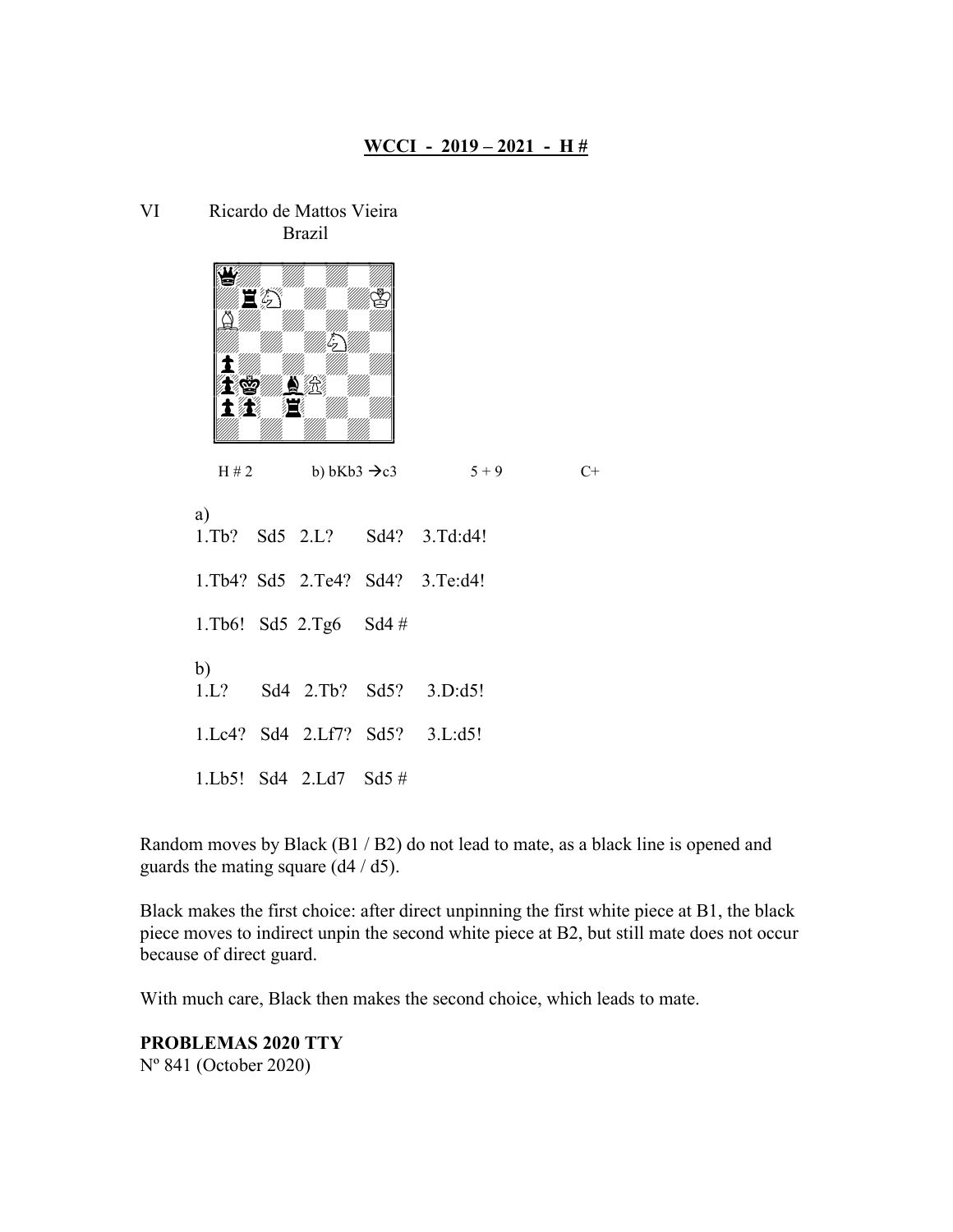## WCCI - 2019 – 2021 - H #

VI Ricardo de Mattos Vieira
Brazil

H # 2 b) bKb3 →c3 5 + 9 C+

a)

1.Tb? Sd5 2.L? Sd4? 3.Td:d4!

1.Tb4? Sd5 2.Te4? Sd4? 3.Te:d4!

1.Tb6! Sd5 2.Tg6 Sd4 #

b)

1.L? Sd4 2.Tb? Sd5? 3.D:d5!

1.Lc4? Sd4 2.Lf7? Sd5? 3.L:d5!

1.Lb5! Sd4 2.Ld7 Sd5 #

Random moves by Black (B1 / B2) do not lead to mate, as a black line is opened and guards the mating square (d4 / d5).

Black makes the first choice: after direct unpinning the first white piece at B1, the black piece moves to indirect unpin the second white piece at B2, but still mate does not occur because of direct guard.

With much care, Black then makes the second choice, which leads to mate.

**PROBLEMAS 2020 TTY**
Nº 841 (October 2020)